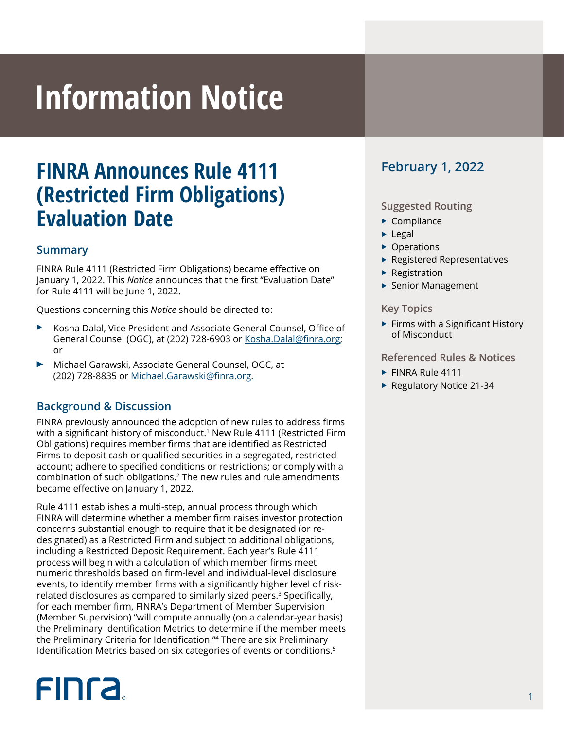# Information Notice

## FINRA Announces Rule 4111 (Restricted Firm Obligations) Evaluation Date

### Summary

FINRA Rule 4111 (Restricted Firm Obligations) became effective on January 1, 2022. This *Notice* announces that the first "Evaluation Date" for Rule 4111 will be June 1, 2022.

Questions concerning this *Notice* should be directed to:

- Kosha Dalal, Vice President and Associate General Counsel, Office of General Counsel (OGC), at (202) 728-6903 or Kosha.Dalal@finra.org; or
- Michael Garawski, Associate General Counsel, OGC, at (202) 728-8835 or Michael.Garawski@finra.org.

### Background & Discussion

FINRA previously announced the adoption of new rules to address firms with a significant history of misconduct.[1] New Rule 4111 (Restricted Firm Obligations) requires member firms that are identified as Restricted Firms to deposit cash or qualified securities in a segregated, restricted account; adhere to specified conditions or restrictions; or comply with a combination of such obligations.[2] The new rules and rule amendments became effective on January 1, 2022.

Rule 4111 establishes a multi-step, annual process through which FINRA will determine whether a member firm raises investor protection concerns substantial enough to require that it be designated (or re-designated) as a Restricted Firm and subject to additional obligations, including a Restricted Deposit Requirement. Each year's Rule 4111 process will begin with a calculation of which member firms meet numeric thresholds based on firm-level and individual-level disclosure events, to identify member firms with a significantly higher level of risk-related disclosures as compared to similarly sized peers.[3] Specifically, for each member firm, FINRA's Department of Member Supervision (Member Supervision) "will compute annually (on a calendar-year basis) the Preliminary Identification Metrics to determine if the member meets the Preliminary Criteria for Identification."[4] There are six Preliminary Identification Metrics based on six categories of events or conditions.[5]

**February 1, 2022**

**Suggested Routing**

- Compliance
- Legal
- Operations
- Registered Representatives
- Registration
- Senior Management

**Key Topics**

- Firms with a Significant History of Misconduct

**Referenced Rules & Notices**

- FINRA Rule 4111
- Regulatory Notice 21-34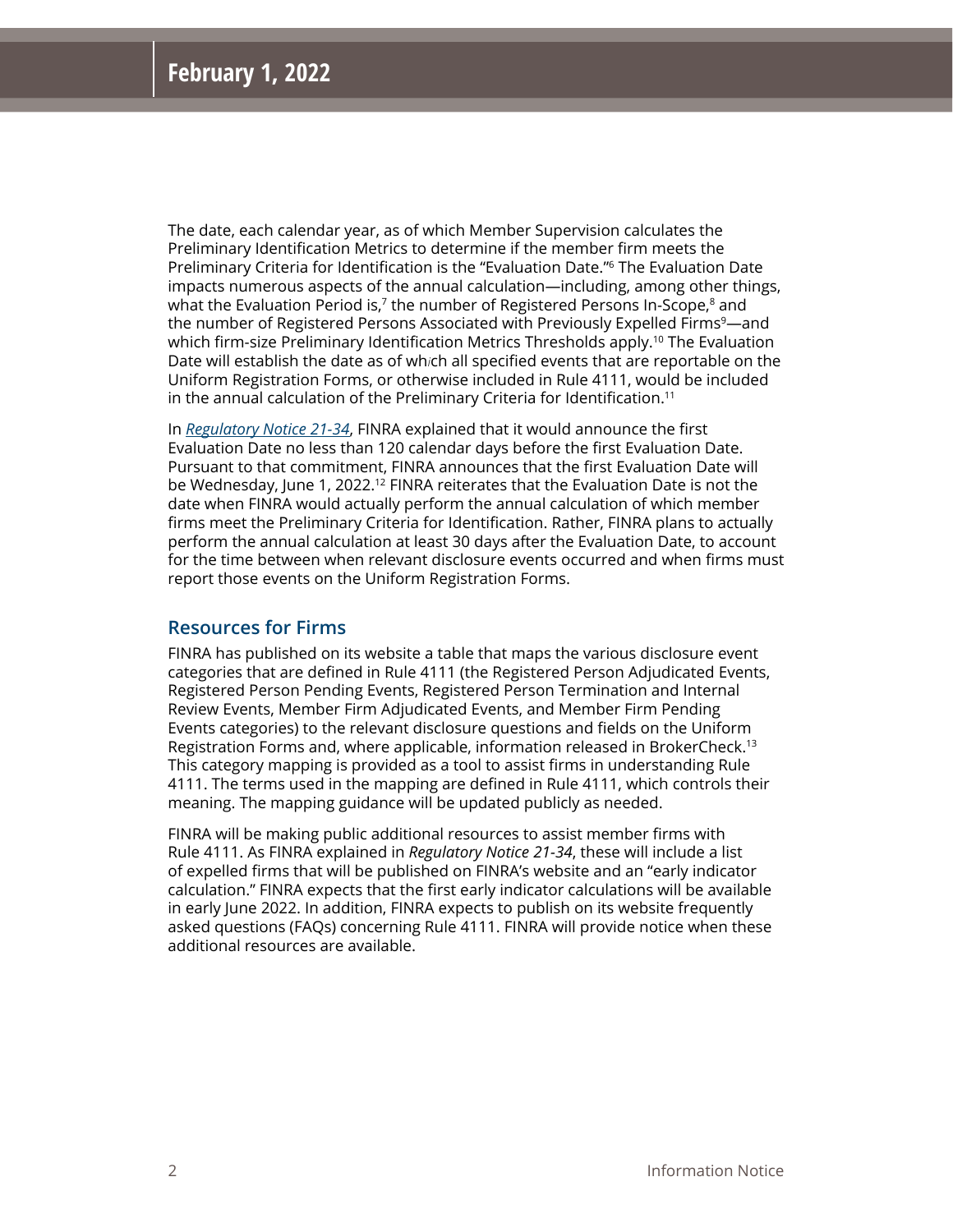The date, each calendar year, as of which Member Supervision calculates the Preliminary Identification Metrics to determine if the member firm meets the Preliminary Criteria for Identification is the "Evaluation Date."[6] The Evaluation Date impacts numerous aspects of the annual calculation—including, among other things, what the Evaluation Period is,[7] the number of Registered Persons In-Scope,[8] and the number of Registered Persons Associated with Previously Expelled Firms[9]—and which firm-size Preliminary Identification Metrics Thresholds apply.[10] The Evaluation Date will establish the date as of which all specified events that are reportable on the Uniform Registration Forms, or otherwise included in Rule 4111, would be included in the annual calculation of the Preliminary Criteria for Identification.[11]

In *Regulatory Notice 21-34*, FINRA explained that it would announce the first Evaluation Date no less than 120 calendar days before the first Evaluation Date. Pursuant to that commitment, FINRA announces that the first Evaluation Date will be Wednesday, June 1, 2022.[12] FINRA reiterates that the Evaluation Date is not the date when FINRA would actually perform the annual calculation of which member firms meet the Preliminary Criteria for Identification. Rather, FINRA plans to actually perform the annual calculation at least 30 days after the Evaluation Date, to account for the time between when relevant disclosure events occurred and when firms must report those events on the Uniform Registration Forms.

## Resources for Firms

FINRA has published on its website a table that maps the various disclosure event categories that are defined in Rule 4111 (the Registered Person Adjudicated Events, Registered Person Pending Events, Registered Person Termination and Internal Review Events, Member Firm Adjudicated Events, and Member Firm Pending Events categories) to the relevant disclosure questions and fields on the Uniform Registration Forms and, where applicable, information released in BrokerCheck.[13] This category mapping is provided as a tool to assist firms in understanding Rule 4111. The terms used in the mapping are defined in Rule 4111, which controls their meaning. The mapping guidance will be updated publicly as needed.

FINRA will be making public additional resources to assist member firms with Rule 4111. As FINRA explained in *Regulatory Notice 21-34*, these will include a list of expelled firms that will be published on FINRA's website and an "early indicator calculation." FINRA expects that the first early indicator calculations will be available in early June 2022. In addition, FINRA expects to publish on its website frequently asked questions (FAQs) concerning Rule 4111. FINRA will provide notice when these additional resources are available.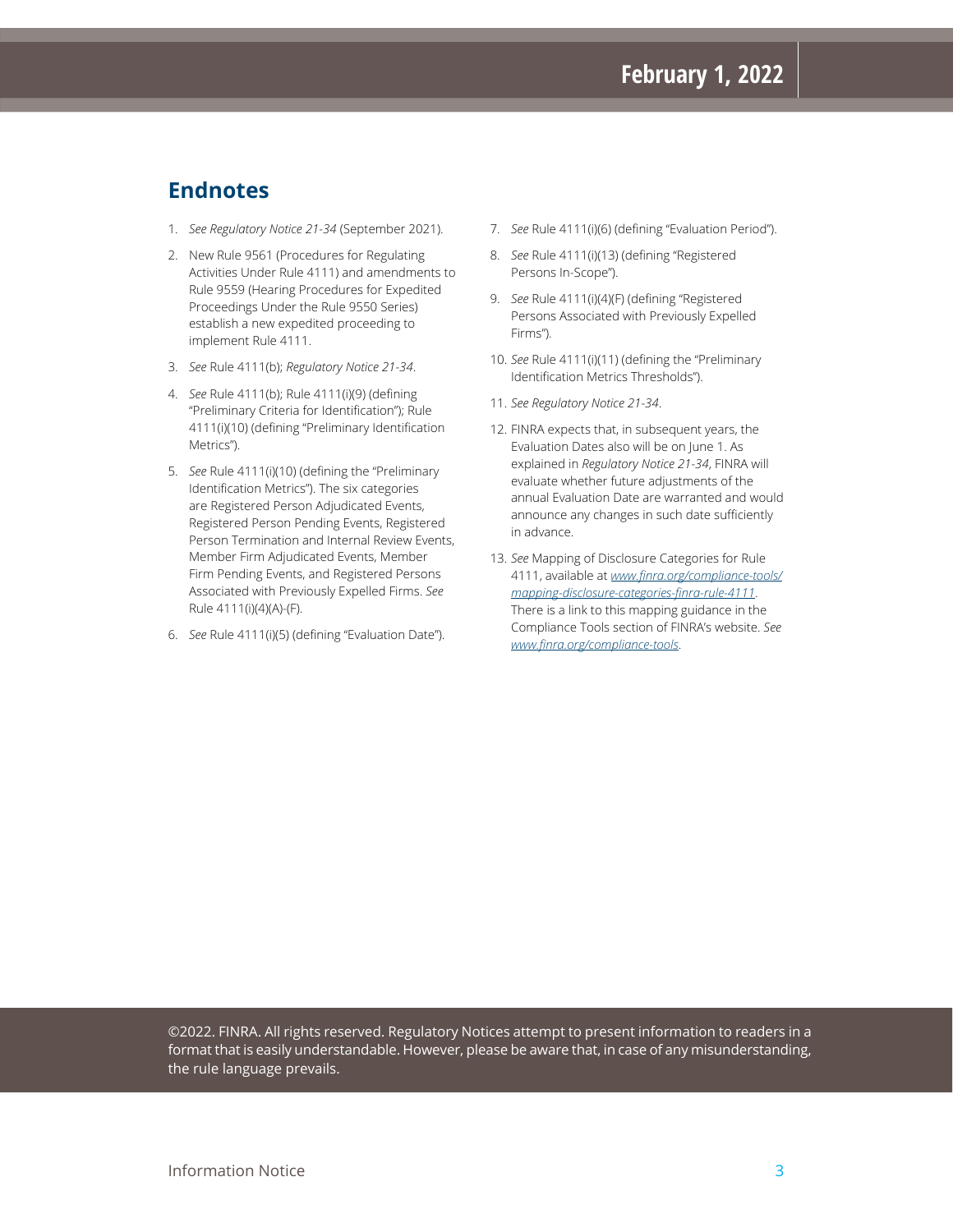## Endnotes

1. *See Regulatory Notice 21-34* (September 2021).
2. New Rule 9561 (Procedures for Regulating Activities Under Rule 4111) and amendments to Rule 9559 (Hearing Procedures for Expedited Proceedings Under the Rule 9550 Series) establish a new expedited proceeding to implement Rule 4111.
3. *See* Rule 4111(b); *Regulatory Notice 21-34*.
4. *See* Rule 4111(b); Rule 4111(i)(9) (defining "Preliminary Criteria for Identification"); Rule 4111(i)(10) (defining "Preliminary Identification Metrics").
5. *See* Rule 4111(i)(10) (defining the "Preliminary Identification Metrics"). The six categories are Registered Person Adjudicated Events, Registered Person Pending Events, Registered Person Termination and Internal Review Events, Member Firm Adjudicated Events, Member Firm Pending Events, and Registered Persons Associated with Previously Expelled Firms. *See* Rule 4111(i)(4)(A)-(F).
6. *See* Rule 4111(i)(5) (defining "Evaluation Date").
7. *See* Rule 4111(i)(6) (defining "Evaluation Period").
8. *See* Rule 4111(i)(13) (defining "Registered Persons In-Scope").
9. *See* Rule 4111(i)(4)(F) (defining "Registered Persons Associated with Previously Expelled Firms").
10. *See* Rule 4111(i)(11) (defining the "Preliminary Identification Metrics Thresholds").
11. *See Regulatory Notice 21-34*.
12. FINRA expects that, in subsequent years, the Evaluation Dates also will be on June 1. As explained in *Regulatory Notice 21-34*, FINRA will evaluate whether future adjustments of the annual Evaluation Date are warranted and would announce any changes in such date sufficiently in advance.
13. *See* Mapping of Disclosure Categories for Rule 4111, available at *www.finra.org/compliance-tools/mapping-disclosure-categories-finra-rule-4111*. There is a link to this mapping guidance in the Compliance Tools section of FINRA's website. *See www.finra.org/compliance-tools*.

©2022. FINRA. All rights reserved. Regulatory Notices attempt to present information to readers in a format that is easily understandable. However, please be aware that, in case of any misunderstanding, the rule language prevails.